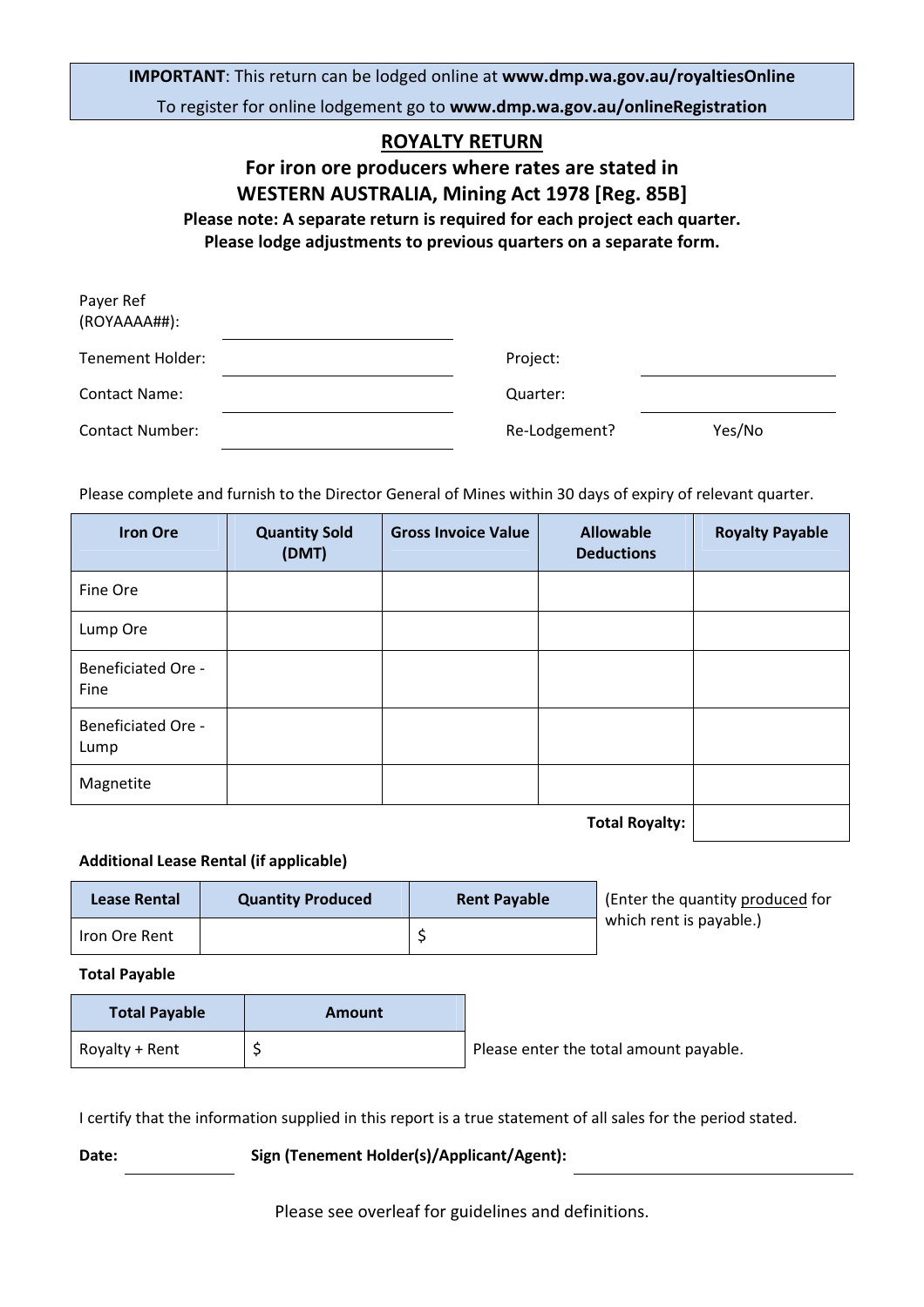**IMPORTANT**: This return can be lodged online at **www.dmp.wa.gov.au/royaltiesOnline**

To register for online lodgement go to **www.dmp.wa.gov.au/onlineRegistration**

# ROYALTY RETURN

## For iron ore producers where rates are stated in WESTERN AUSTRALIA, Mining Act 1978 [Reg. 85B]

**Please note: A separate return is required for each project each quarter.**
**Please lodge adjustments to previous quarters on a separate form.**

Payer Ref (ROYAAAA##): ______________________

Tenement Holder: ______________________ Project: ______________________

Contact Name: ______________________ Quarter: ______________________

Contact Number: ______________________ Re-Lodgement? Yes/No

Please complete and furnish to the Director General of Mines within 30 days of expiry of relevant quarter.

| Iron Ore | Quantity Sold (DMT) | Gross Invoice Value | Allowable Deductions | Royalty Payable |
|---|---|---|---|---|
| Fine Ore | | | | |
| Lump Ore | | | | |
| Beneficiated Ore - Fine | | | | |
| Beneficiated Ore - Lump | | | | |
| Magnetite | | | | |
| | | | **Total Royalty:** | |

**Additional Lease Rental (if applicable)**

| Lease Rental | Quantity Produced | Rent Payable |
|---|---|---|
| Iron Ore Rent | | $ |

(Enter the quantity produced for which rent is payable.)

**Total Payable**

| Total Payable | Amount |
|---|---|
| Royalty + Rent | $ |

Please enter the total amount payable.

I certify that the information supplied in this report is a true statement of all sales for the period stated.

**Date:** ______________ **Sign (Tenement Holder(s)/Applicant/Agent):** ______________________

Please see overleaf for guidelines and definitions.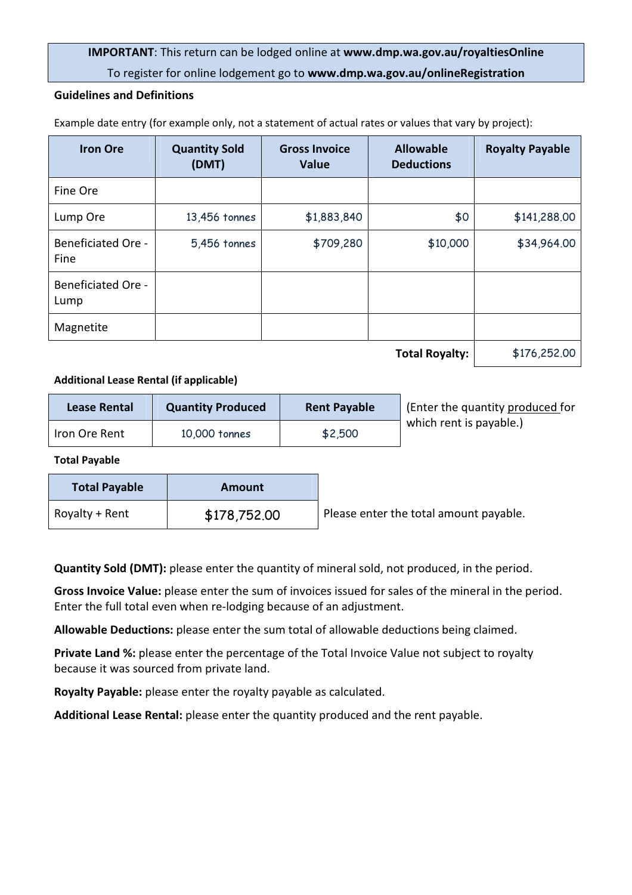**IMPORTANT**: This return can be lodged online at **www.dmp.wa.gov.au/royaltiesOnline**
To register for online lodgement go to **www.dmp.wa.gov.au/onlineRegistration**

**Guidelines and Definitions**

Example date entry (for example only, not a statement of actual rates or values that vary by project):

| Iron Ore | Quantity Sold (DMT) | Gross Invoice Value | Allowable Deductions | Royalty Payable |
|---|---|---|---|---|
| Fine Ore | | | | |
| Lump Ore | 13,456 tonnes | $1,883,840 | $0 | $141,288.00 |
| Beneficiated Ore - Fine | 5,456 tonnes | $709,280 | $10,000 | $34,964.00 |
| Beneficiated Ore - Lump | | | | |
| Magnetite | | | | |
| | | | **Total Royalty:** | $176,252.00 |

**Additional Lease Rental (if applicable)**

| Lease Rental | Quantity Produced | Rent Payable |
|---|---|---|
| Iron Ore Rent | 10,000 tonnes | $2,500 |

(Enter the quantity produced for which rent is payable.)

**Total Payable**

| Total Payable | Amount |
|---|---|
| Royalty + Rent | $178,752.00 |

Please enter the total amount payable.

**Quantity Sold (DMT):** please enter the quantity of mineral sold, not produced, in the period.

**Gross Invoice Value:** please enter the sum of invoices issued for sales of the mineral in the period. Enter the full total even when re-lodging because of an adjustment.

**Allowable Deductions:** please enter the sum total of allowable deductions being claimed.

**Private Land %:** please enter the percentage of the Total Invoice Value not subject to royalty because it was sourced from private land.

**Royalty Payable:** please enter the royalty payable as calculated.

**Additional Lease Rental:** please enter the quantity produced and the rent payable.